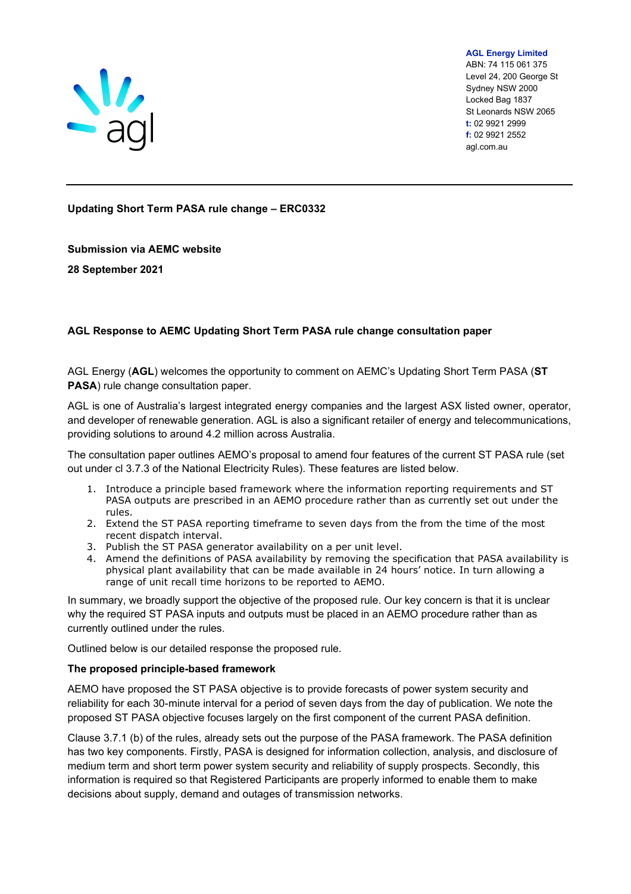**AGL Energy Limited**
ABN: 74 115 061 375
Level 24, 200 George St
Sydney NSW 2000
Locked Bag 1837
St Leonards NSW 2065
**t:** 02 9921 2999
**f:** 02 9921 2552
agl.com.au

---

**Updating Short Term PASA rule change – ERC0332**

**Submission via AEMC website**

**28 September 2021**

**AGL Response to AEMC Updating Short Term PASA rule change consultation paper**

AGL Energy (**AGL**) welcomes the opportunity to comment on AEMC's Updating Short Term PASA (**ST PASA**) rule change consultation paper.

AGL is one of Australia's largest integrated energy companies and the largest ASX listed owner, operator, and developer of renewable generation. AGL is also a significant retailer of energy and telecommunications, providing solutions to around 4.2 million across Australia.

The consultation paper outlines AEMO's proposal to amend four features of the current ST PASA rule (set out under cl 3.7.3 of the National Electricity Rules). These features are listed below.

1. Introduce a principle based framework where the information reporting requirements and ST PASA outputs are prescribed in an AEMO procedure rather than as currently set out under the rules.
2. Extend the ST PASA reporting timeframe to seven days from the from the time of the most recent dispatch interval.
3. Publish the ST PASA generator availability on a per unit level.
4. Amend the definitions of PASA availability by removing the specification that PASA availability is physical plant availability that can be made available in 24 hours' notice. In turn allowing a range of unit recall time horizons to be reported to AEMO.

In summary, we broadly support the objective of the proposed rule. Our key concern is that it is unclear why the required ST PASA inputs and outputs must be placed in an AEMO procedure rather than as currently outlined under the rules.

Outlined below is our detailed response the proposed rule.

**The proposed principle-based framework**

AEMO have proposed the ST PASA objective is to provide forecasts of power system security and reliability for each 30-minute interval for a period of seven days from the day of publication. We note the proposed ST PASA objective focuses largely on the first component of the current PASA definition.

Clause 3.7.1 (b) of the rules, already sets out the purpose of the PASA framework. The PASA definition has two key components. Firstly, PASA is designed for information collection, analysis, and disclosure of medium term and short term power system security and reliability of supply prospects. Secondly, this information is required so that Registered Participants are properly informed to enable them to make decisions about supply, demand and outages of transmission networks.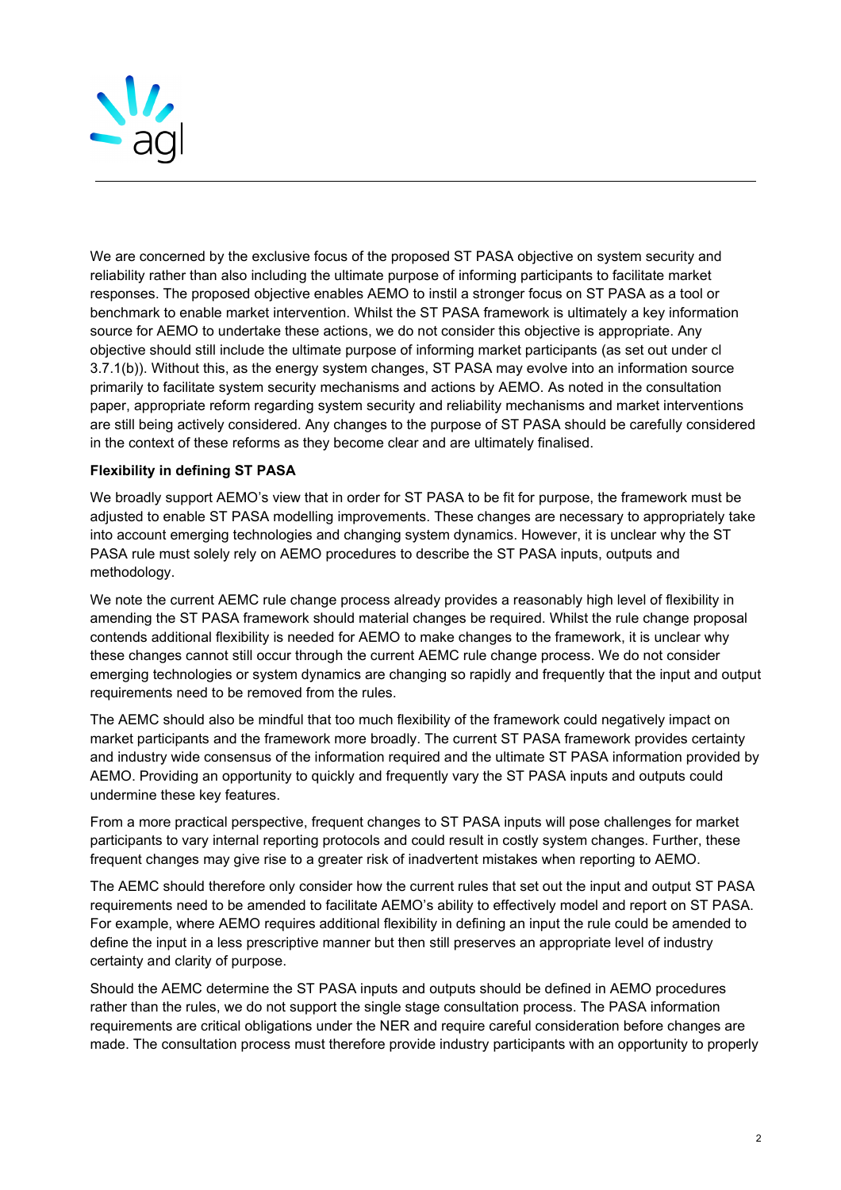We are concerned by the exclusive focus of the proposed ST PASA objective on system security and reliability rather than also including the ultimate purpose of informing participants to facilitate market responses. The proposed objective enables AEMO to instil a stronger focus on ST PASA as a tool or benchmark to enable market intervention. Whilst the ST PASA framework is ultimately a key information source for AEMO to undertake these actions, we do not consider this objective is appropriate. Any objective should still include the ultimate purpose of informing market participants (as set out under cl 3.7.1(b)). Without this, as the energy system changes, ST PASA may evolve into an information source primarily to facilitate system security mechanisms and actions by AEMO. As noted in the consultation paper, appropriate reform regarding system security and reliability mechanisms and market interventions are still being actively considered. Any changes to the purpose of ST PASA should be carefully considered in the context of these reforms as they become clear and are ultimately finalised.

**Flexibility in defining ST PASA**

We broadly support AEMO's view that in order for ST PASA to be fit for purpose, the framework must be adjusted to enable ST PASA modelling improvements. These changes are necessary to appropriately take into account emerging technologies and changing system dynamics. However, it is unclear why the ST PASA rule must solely rely on AEMO procedures to describe the ST PASA inputs, outputs and methodology.

We note the current AEMC rule change process already provides a reasonably high level of flexibility in amending the ST PASA framework should material changes be required. Whilst the rule change proposal contends additional flexibility is needed for AEMO to make changes to the framework, it is unclear why these changes cannot still occur through the current AEMC rule change process. We do not consider emerging technologies or system dynamics are changing so rapidly and frequently that the input and output requirements need to be removed from the rules.

The AEMC should also be mindful that too much flexibility of the framework could negatively impact on market participants and the framework more broadly. The current ST PASA framework provides certainty and industry wide consensus of the information required and the ultimate ST PASA information provided by AEMO. Providing an opportunity to quickly and frequently vary the ST PASA inputs and outputs could undermine these key features.

From a more practical perspective, frequent changes to ST PASA inputs will pose challenges for market participants to vary internal reporting protocols and could result in costly system changes. Further, these frequent changes may give rise to a greater risk of inadvertent mistakes when reporting to AEMO.

The AEMC should therefore only consider how the current rules that set out the input and output ST PASA requirements need to be amended to facilitate AEMO's ability to effectively model and report on ST PASA. For example, where AEMO requires additional flexibility in defining an input the rule could be amended to define the input in a less prescriptive manner but then still preserves an appropriate level of industry certainty and clarity of purpose.

Should the AEMC determine the ST PASA inputs and outputs should be defined in AEMO procedures rather than the rules, we do not support the single stage consultation process. The PASA information requirements are critical obligations under the NER and require careful consideration before changes are made. The consultation process must therefore provide industry participants with an opportunity to properly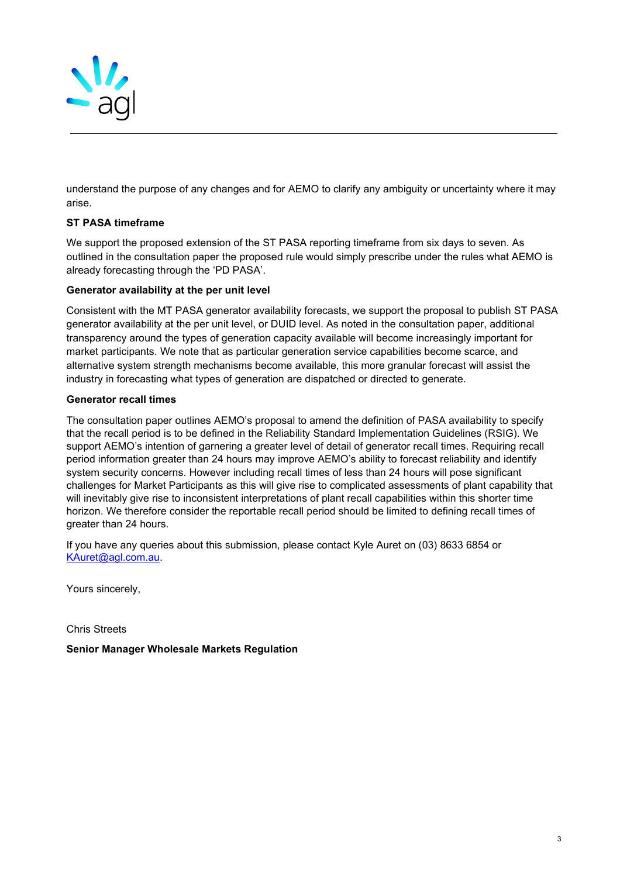understand the purpose of any changes and for AEMO to clarify any ambiguity or uncertainty where it may arise.

**ST PASA timeframe**

We support the proposed extension of the ST PASA reporting timeframe from six days to seven. As outlined in the consultation paper the proposed rule would simply prescribe under the rules what AEMO is already forecasting through the 'PD PASA'.

**Generator availability at the per unit level**

Consistent with the MT PASA generator availability forecasts, we support the proposal to publish ST PASA generator availability at the per unit level, or DUID level. As noted in the consultation paper, additional transparency around the types of generation capacity available will become increasingly important for market participants. We note that as particular generation service capabilities become scarce, and alternative system strength mechanisms become available, this more granular forecast will assist the industry in forecasting what types of generation are dispatched or directed to generate.

**Generator recall times**

The consultation paper outlines AEMO's proposal to amend the definition of PASA availability to specify that the recall period is to be defined in the Reliability Standard Implementation Guidelines (RSIG). We support AEMO's intention of garnering a greater level of detail of generator recall times. Requiring recall period information greater than 24 hours may improve AEMO's ability to forecast reliability and identify system security concerns. However including recall times of less than 24 hours will pose significant challenges for Market Participants as this will give rise to complicated assessments of plant capability that will inevitably give rise to inconsistent interpretations of plant recall capabilities within this shorter time horizon. We therefore consider the reportable recall period should be limited to defining recall times of greater than 24 hours.

If you have any queries about this submission, please contact Kyle Auret on (03) 8633 6854 or [KAuret@agl.com.au](mailto:KAuret@agl.com.au).

Yours sincerely,

Chris Streets

**Senior Manager Wholesale Markets Regulation**